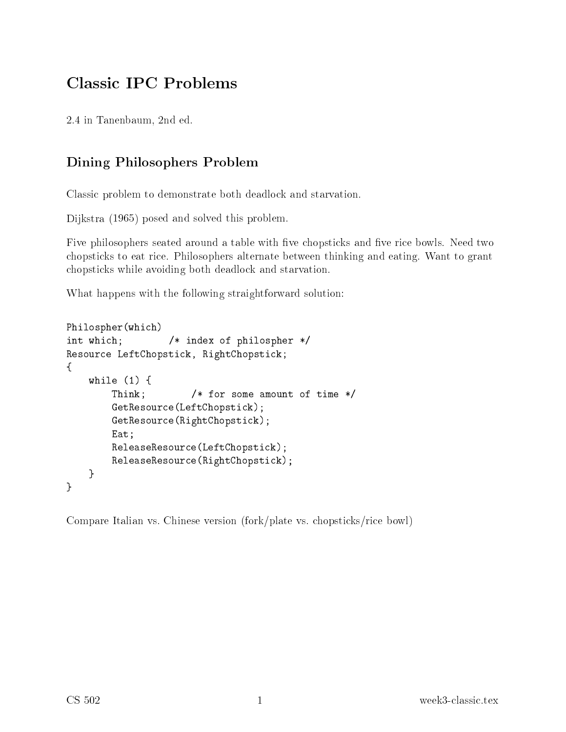# Classic IPC Problems

2.4 in Tanenbaum, 2nd ed.

## Dining Philosophers Problem

Classic problem to demonstrate both deadlock and starvation.

Dijkstra (1965) posed and solved this problem.

Five philosophers seated around a table with five chopsticks and five rice bowls. Need two chopsticks to eat rice. Philosophers alternate between thinking and eating. Want to grant chopsticks while avoiding both deadlock and starvation.

What happens with the following straightforward solution:

```
Philospher(which)
int which;        /* index of philospher */
Resource LeftChopstick, RightChopstick;
{
    while (1) {
        Think;        /* for some amount of time */
        GetResource(LeftChopstick);
        GetResource(RightChopstick);
        Eat;
        ReleaseResource(LeftChopstick);
        ReleaseResource(RightChopstick);
    }
}
```

Compare Italian vs. Chinese version (fork/plate vs. chopsticks/rice bowl)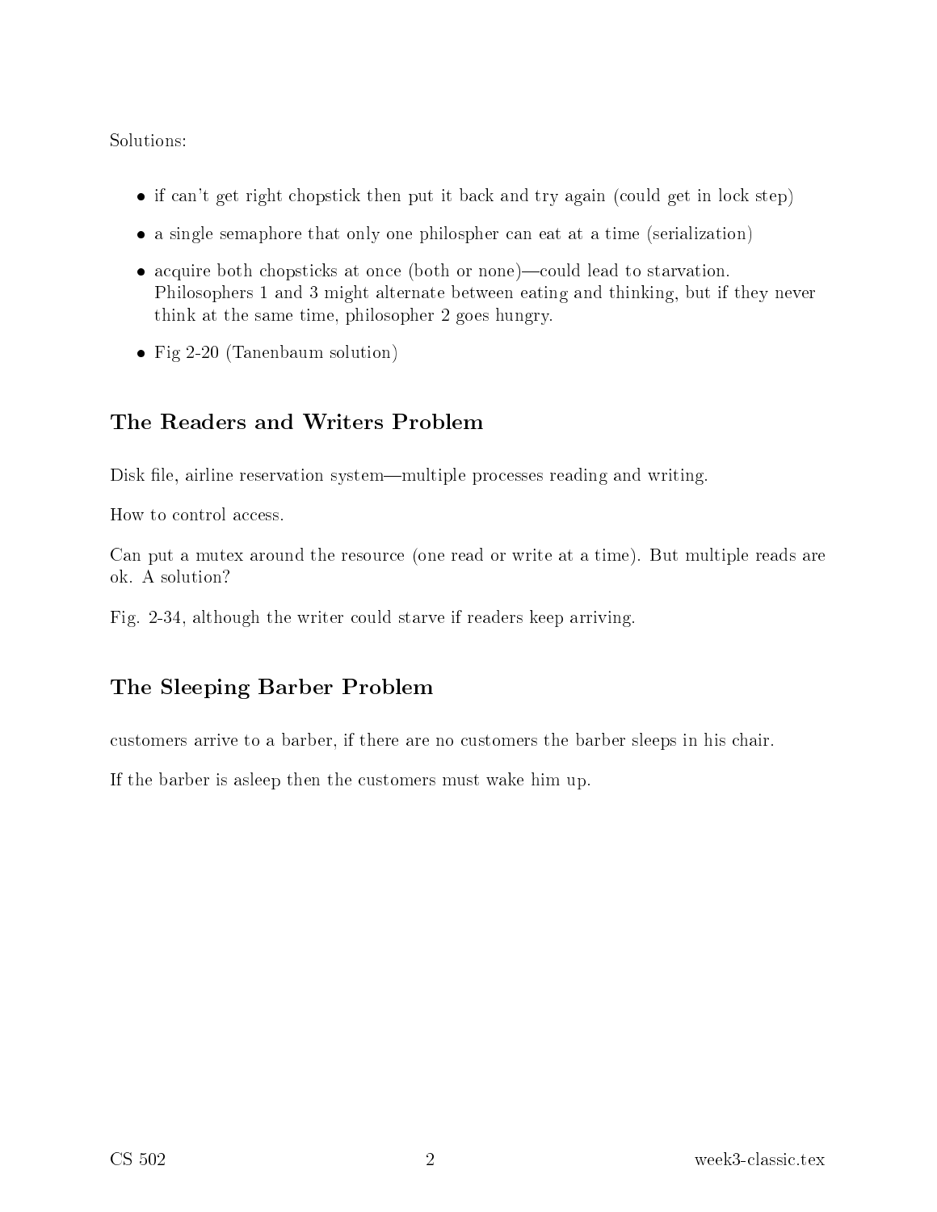Solutions:

- if can't get right chopstick then put it back and try again (could get in lock step)
- a single semaphore that only one philospher can eat at a time (serialization)
- acquire both chopsticks at once (both or none)—could lead to starvation. Philosophers 1 and 3 might alternate between eating and thinking, but if they never think at the same time, philosopher 2 goes hungry.
- Fig 2-20 (Tanenbaum solution)

## The Readers and Writers Problem

Disk file, airline reservation system—multiple processes reading and writing.

How to control access.

Can put a mutex around the resource (one read or write at a time). But multiple reads are ok. A solution?

Fig. 2-34, although the writer could starve if readers keep arriving.

## The Sleeping Barber Problem

customers arrive to a barber, if there are no customers the barber sleeps in his chair.

If the barber is asleep then the customers must wake him up.